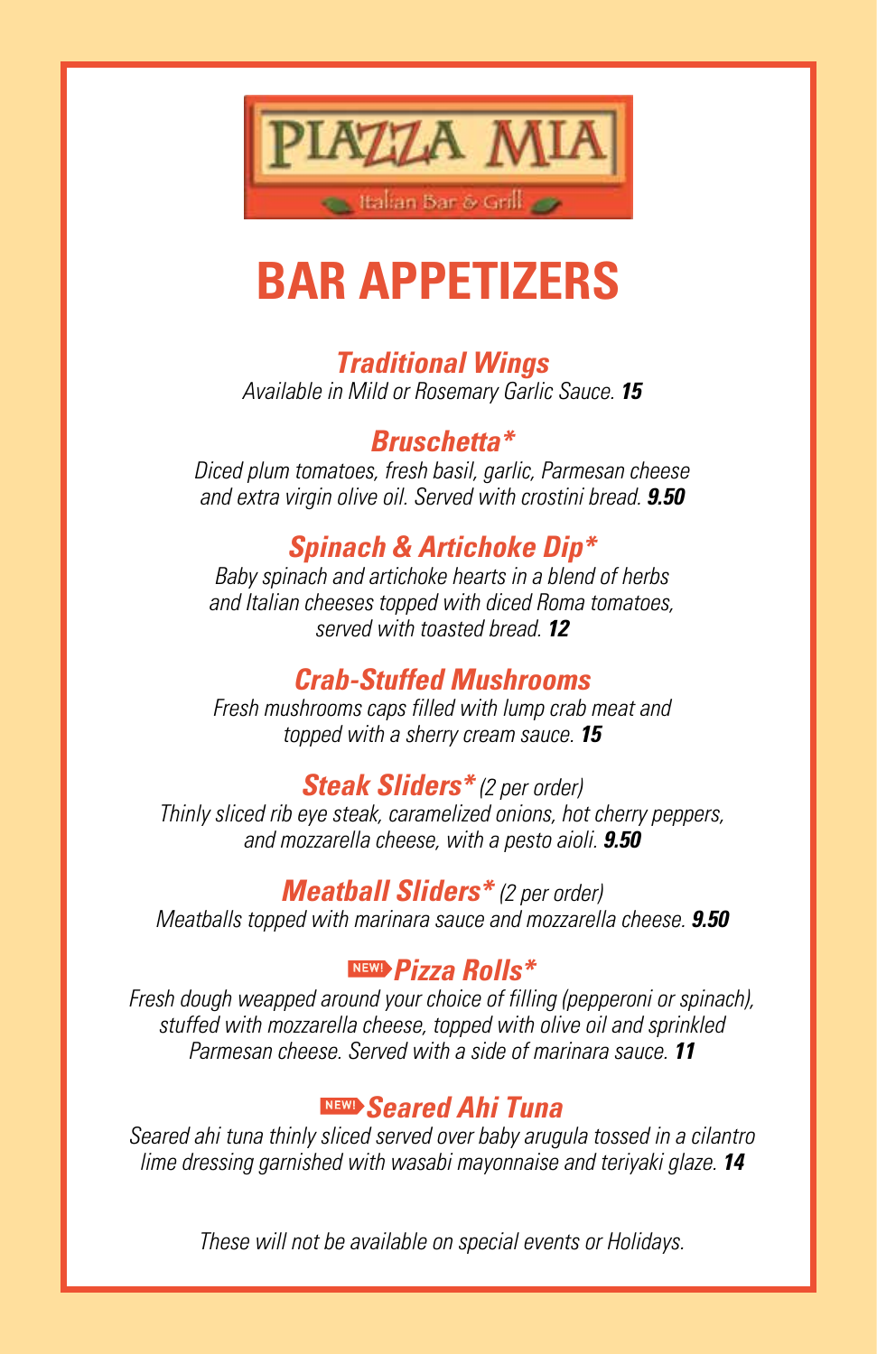PIAZZA MIA

Italian Bar & Grill

# BAR APPETIZERS

### *Traditional Wings*

*Available in Mild or Rosemary Garlic Sauce.* ***15***

### *Bruschetta**

*Diced plum tomatoes, fresh basil, garlic, Parmesan cheese and extra virgin olive oil. Served with crostini bread.* ***9.50***

### *Spinach & Artichoke Dip**

*Baby spinach and artichoke hearts in a blend of herbs and Italian cheeses topped with diced Roma tomatoes, served with toasted bread.* ***12***

### *Crab-Stuffed Mushrooms*

*Fresh mushrooms caps filled with lump crab meat and topped with a sherry cream sauce.* ***15***

### *Steak Sliders** *(2 per order)*

*Thinly sliced rib eye steak, caramelized onions, hot cherry peppers, and mozzarella cheese, with a pesto aioli.* ***9.50***

### *Meatball Sliders** *(2 per order)*

*Meatballs topped with marinara sauce and mozzarella cheese.* ***9.50***

### NEW! *Pizza Rolls**

*Fresh dough weapped around your choice of filling (pepperoni or spinach), stuffed with mozzarella cheese, topped with olive oil and sprinkled Parmesan cheese. Served with a side of marinara sauce.* ***11***

### NEW! *Seared Ahi Tuna*

*Seared ahi tuna thinly sliced served over baby arugula tossed in a cilantro lime dressing garnished with wasabi mayonnaise and teriyaki glaze.* ***14***

*These will not be available on special events or Holidays.*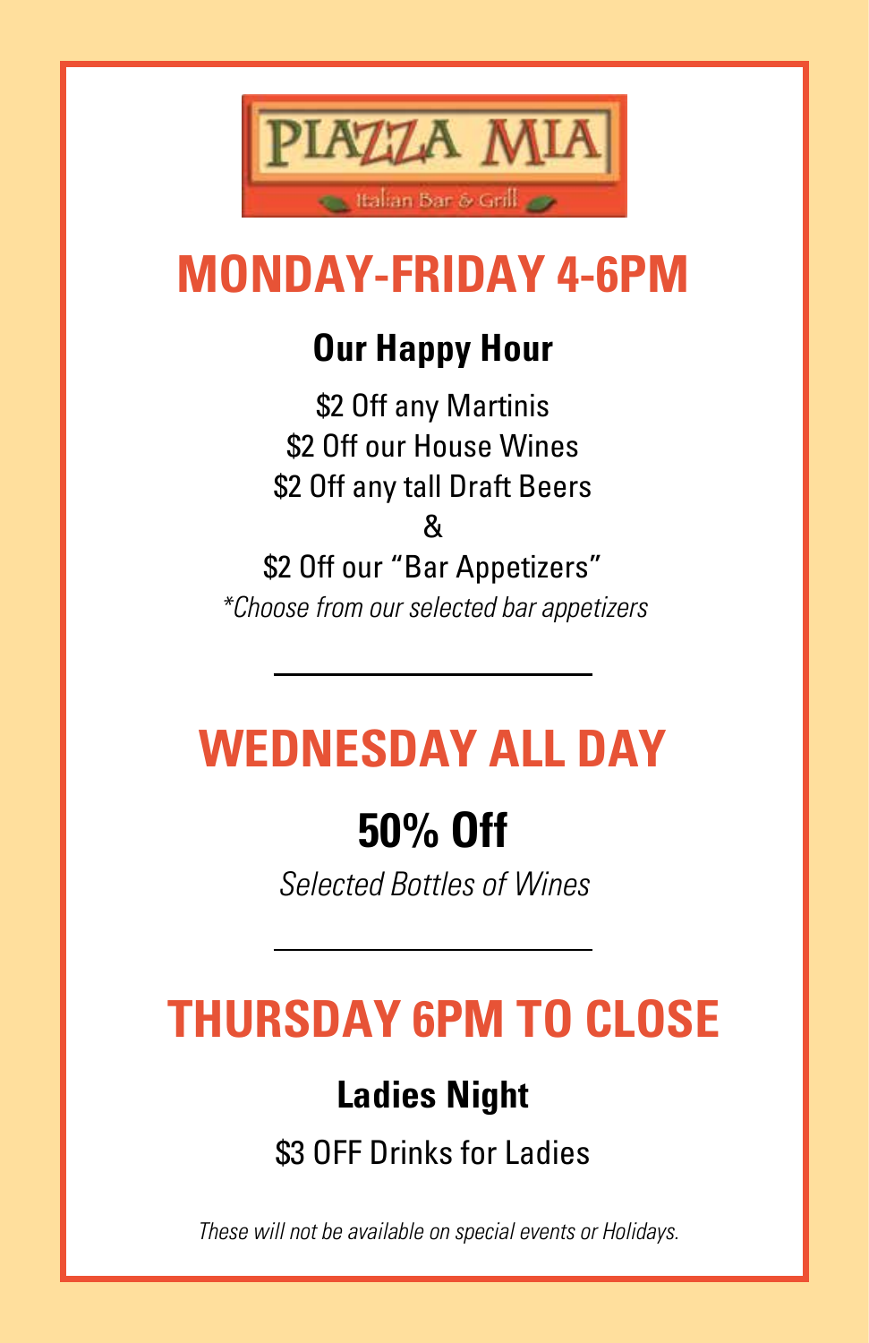PIAZZA MIA

Italian Bar & Grill

# MONDAY-FRIDAY 4-6PM

## Our Happy Hour

$2 Off any Martinis
$2 Off our House Wines
$2 Off any tall Draft Beers
&
$2 Off our "Bar Appetizers"
*\*Choose from our selected bar appetizers*

---

# WEDNESDAY ALL DAY

## 50% Off

*Selected Bottles of Wines*

---

# THURSDAY 6PM TO CLOSE

## Ladies Night

$3 OFF Drinks for Ladies

*These will not be available on special events or Holidays.*